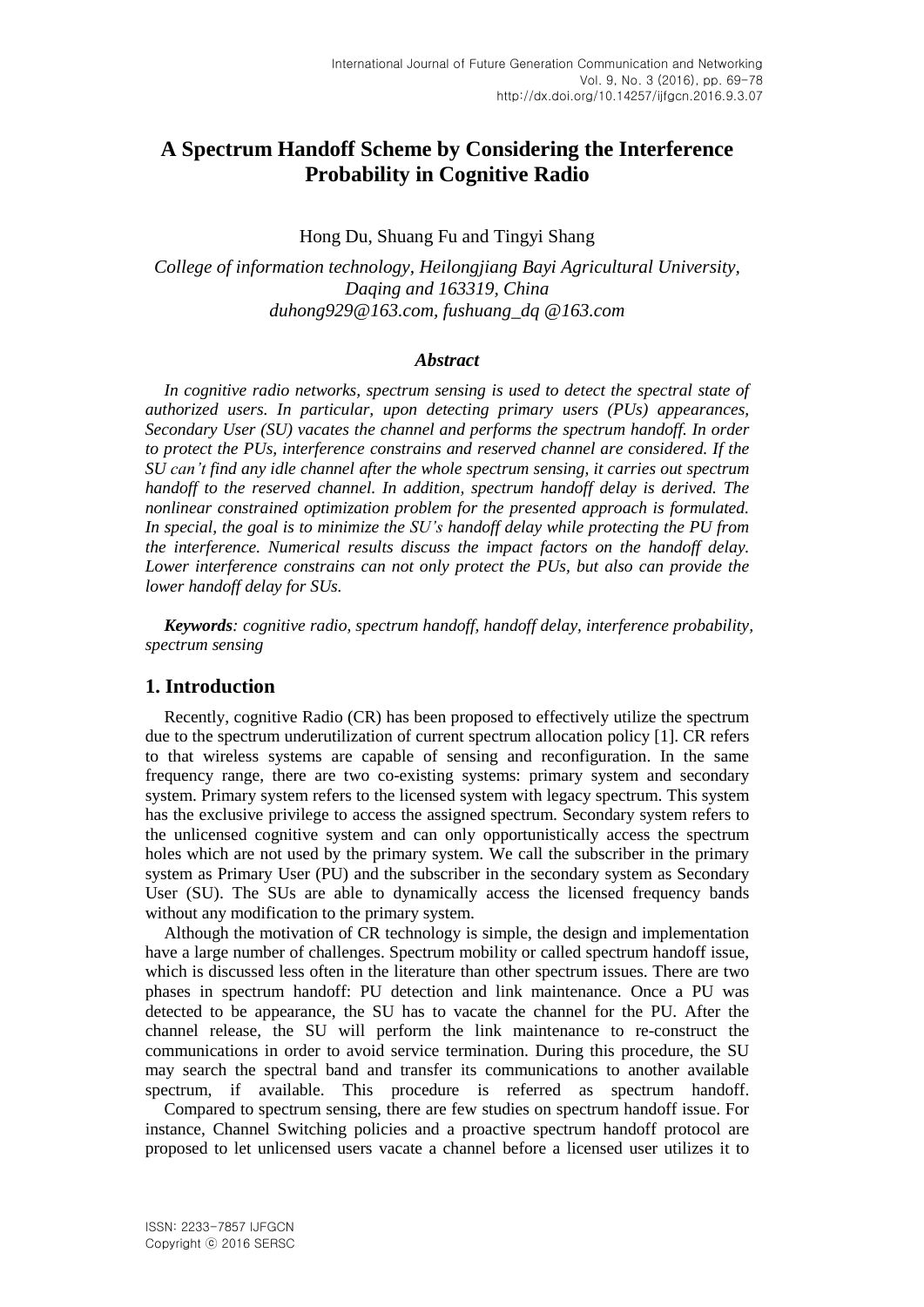# A Spectrum Handoff Scheme by Considering the Interference Probability in Cognitive Radio

Hong Du, Shuang Fu and Tingyi Shang

*College of information technology, Heilongjiang Bayi Agricultural University, Daqing and 163319, China*
*duhong929@163.com, fushuang_dq @163.com*

### *Abstract*

*In cognitive radio networks, spectrum sensing is used to detect the spectral state of authorized users. In particular, upon detecting primary users (PUs) appearances, Secondary User (SU) vacates the channel and performs the spectrum handoff. In order to protect the PUs, interference constrains and reserved channel are considered. If the SU can't find any idle channel after the whole spectrum sensing, it carries out spectrum handoff to the reserved channel. In addition, spectrum handoff delay is derived. The nonlinear constrained optimization problem for the presented approach is formulated. In special, the goal is to minimize the SU's handoff delay while protecting the PU from the interference. Numerical results discuss the impact factors on the handoff delay. Lower interference constrains can not only protect the PUs, but also can provide the lower handoff delay for SUs.*

***Keywords**: cognitive radio, spectrum handoff, handoff delay, interference probability, spectrum sensing*

## 1. Introduction

Recently, cognitive Radio (CR) has been proposed to effectively utilize the spectrum due to the spectrum underutilization of current spectrum allocation policy [1]. CR refers to that wireless systems are capable of sensing and reconfiguration. In the same frequency range, there are two co-existing systems: primary system and secondary system. Primary system refers to the licensed system with legacy spectrum. This system has the exclusive privilege to access the assigned spectrum. Secondary system refers to the unlicensed cognitive system and can only opportunistically access the spectrum holes which are not used by the primary system. We call the subscriber in the primary system as Primary User (PU) and the subscriber in the secondary system as Secondary User (SU). The SUs are able to dynamically access the licensed frequency bands without any modification to the primary system.

Although the motivation of CR technology is simple, the design and implementation have a large number of challenges. Spectrum mobility or called spectrum handoff issue, which is discussed less often in the literature than other spectrum issues. There are two phases in spectrum handoff: PU detection and link maintenance. Once a PU was detected to be appearance, the SU has to vacate the channel for the PU. After the channel release, the SU will perform the link maintenance to re-construct the communications in order to avoid service termination. During this procedure, the SU may search the spectral band and transfer its communications to another available spectrum, if available. This procedure is referred as spectrum handoff.

Compared to spectrum sensing, there are few studies on spectrum handoff issue. For instance, Channel Switching policies and a proactive spectrum handoff protocol are proposed to let unlicensed users vacate a channel before a licensed user utilizes it to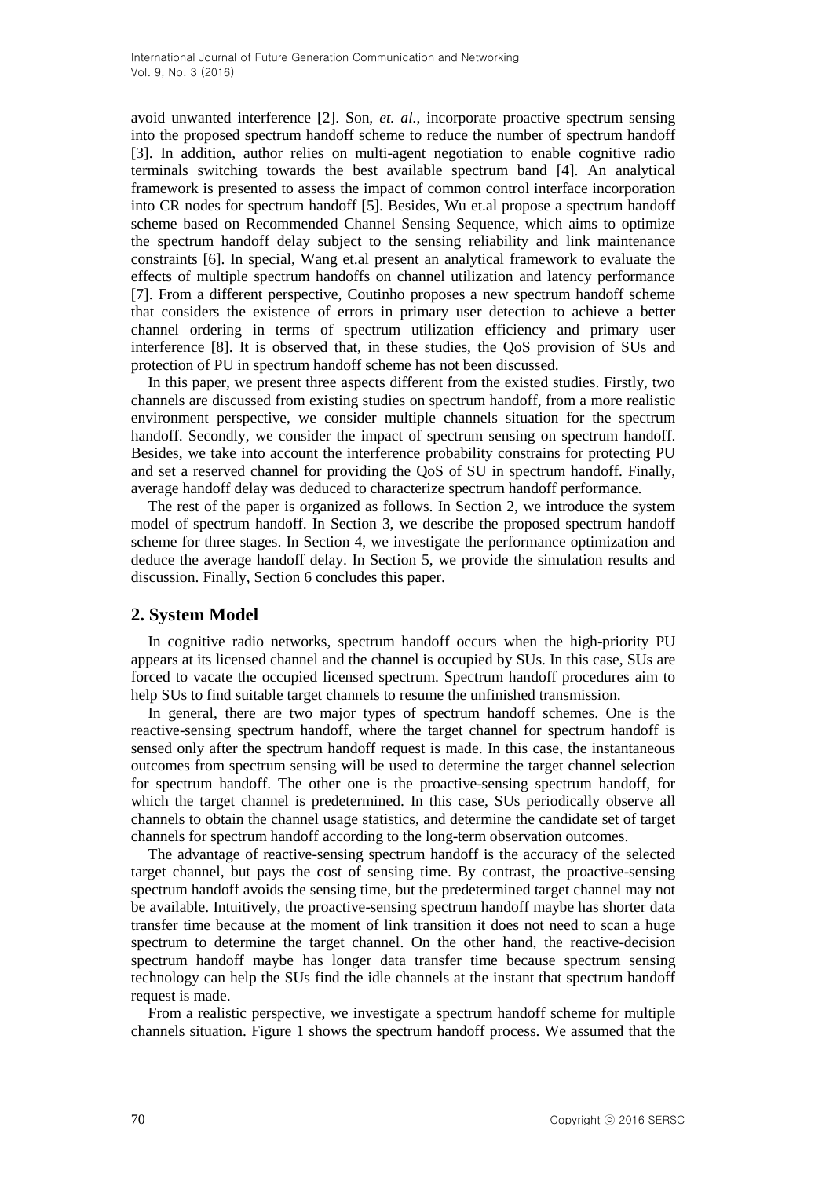avoid unwanted interference [2]. Son, *et. al.*, incorporate proactive spectrum sensing into the proposed spectrum handoff scheme to reduce the number of spectrum handoff [3]. In addition, author relies on multi-agent negotiation to enable cognitive radio terminals switching towards the best available spectrum band [4]. An analytical framework is presented to assess the impact of common control interface incorporation into CR nodes for spectrum handoff [5]. Besides, Wu et.al propose a spectrum handoff scheme based on Recommended Channel Sensing Sequence, which aims to optimize the spectrum handoff delay subject to the sensing reliability and link maintenance constraints [6]. In special, Wang et.al present an analytical framework to evaluate the effects of multiple spectrum handoffs on channel utilization and latency performance [7]. From a different perspective, Coutinho proposes a new spectrum handoff scheme that considers the existence of errors in primary user detection to achieve a better channel ordering in terms of spectrum utilization efficiency and primary user interference [8]. It is observed that, in these studies, the QoS provision of SUs and protection of PU in spectrum handoff scheme has not been discussed.

In this paper, we present three aspects different from the existed studies. Firstly, two channels are discussed from existing studies on spectrum handoff, from a more realistic environment perspective, we consider multiple channels situation for the spectrum handoff. Secondly, we consider the impact of spectrum sensing on spectrum handoff. Besides, we take into account the interference probability constrains for protecting PU and set a reserved channel for providing the QoS of SU in spectrum handoff. Finally, average handoff delay was deduced to characterize spectrum handoff performance.

The rest of the paper is organized as follows. In Section 2, we introduce the system model of spectrum handoff. In Section 3, we describe the proposed spectrum handoff scheme for three stages. In Section 4, we investigate the performance optimization and deduce the average handoff delay. In Section 5, we provide the simulation results and discussion. Finally, Section 6 concludes this paper.

## 2. System Model

In cognitive radio networks, spectrum handoff occurs when the high-priority PU appears at its licensed channel and the channel is occupied by SUs. In this case, SUs are forced to vacate the occupied licensed spectrum. Spectrum handoff procedures aim to help SUs to find suitable target channels to resume the unfinished transmission.

In general, there are two major types of spectrum handoff schemes. One is the reactive-sensing spectrum handoff, where the target channel for spectrum handoff is sensed only after the spectrum handoff request is made. In this case, the instantaneous outcomes from spectrum sensing will be used to determine the target channel selection for spectrum handoff. The other one is the proactive-sensing spectrum handoff, for which the target channel is predetermined. In this case, SUs periodically observe all channels to obtain the channel usage statistics, and determine the candidate set of target channels for spectrum handoff according to the long-term observation outcomes.

The advantage of reactive-sensing spectrum handoff is the accuracy of the selected target channel, but pays the cost of sensing time. By contrast, the proactive-sensing spectrum handoff avoids the sensing time, but the predetermined target channel may not be available. Intuitively, the proactive-sensing spectrum handoff maybe has shorter data transfer time because at the moment of link transition it does not need to scan a huge spectrum to determine the target channel. On the other hand, the reactive-decision spectrum handoff maybe has longer data transfer time because spectrum sensing technology can help the SUs find the idle channels at the instant that spectrum handoff request is made.

From a realistic perspective, we investigate a spectrum handoff scheme for multiple channels situation. Figure 1 shows the spectrum handoff process. We assumed that the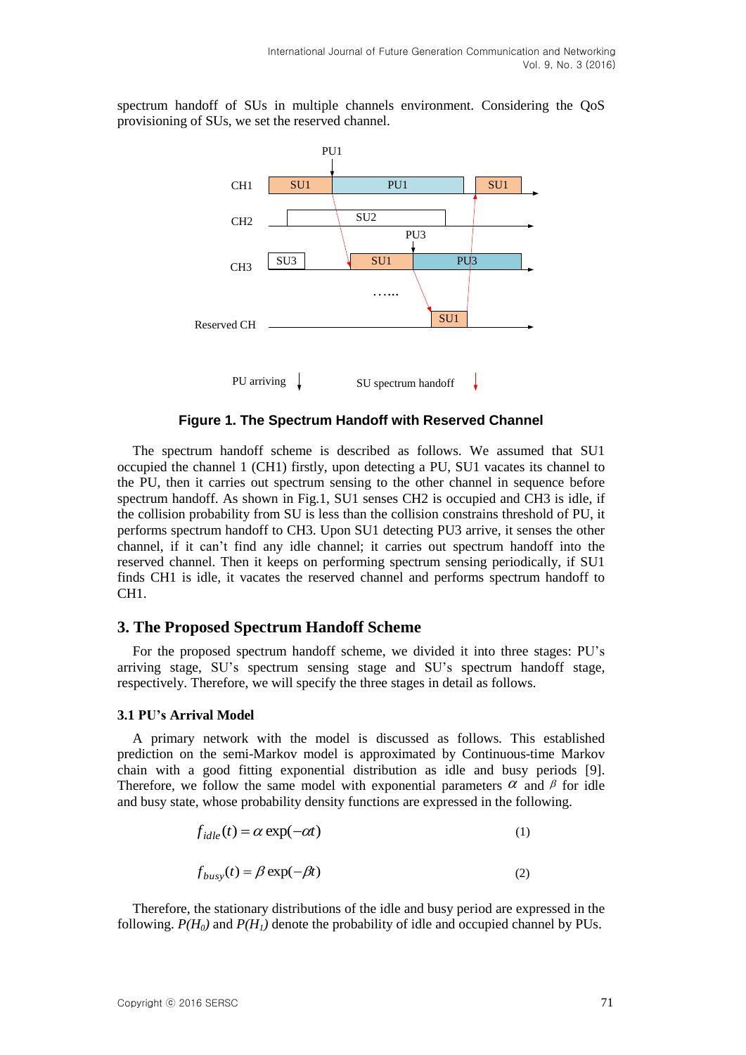spectrum handoff of SUs in multiple channels environment. Considering the QoS provisioning of SUs, we set the reserved channel.

**Figure 1. The Spectrum Handoff with Reserved Channel**

The spectrum handoff scheme is described as follows. We assumed that SU1 occupied the channel 1 (CH1) firstly, upon detecting a PU, SU1 vacates its channel to the PU, then it carries out spectrum sensing to the other channel in sequence before spectrum handoff. As shown in Fig.1, SU1 senses CH2 is occupied and CH3 is idle, if the collision probability from SU is less than the collision constrains threshold of PU, it performs spectrum handoff to CH3. Upon SU1 detecting PU3 arrive, it senses the other channel, if it can't find any idle channel; it carries out spectrum handoff into the reserved channel. Then it keeps on performing spectrum sensing periodically, if SU1 finds CH1 is idle, it vacates the reserved channel and performs spectrum handoff to CH1.

## 3. The Proposed Spectrum Handoff Scheme

For the proposed spectrum handoff scheme, we divided it into three stages: PU's arriving stage, SU's spectrum sensing stage and SU's spectrum handoff stage, respectively. Therefore, we will specify the three stages in detail as follows.

### 3.1 PU's Arrival Model

A primary network with the model is discussed as follows. This established prediction on the semi-Markov model is approximated by Continuous-time Markov chain with a good fitting exponential distribution as idle and busy periods [9]. Therefore, we follow the same model with exponential parameters $\alpha$ and $\beta$ for idle and busy state, whose probability density functions are expressed in the following.

$$f_{idle}(t) = \alpha \exp(-\alpha t) \tag{1}$$

$$f_{busy}(t) = \beta \exp(-\beta t) \tag{2}$$

Therefore, the stationary distributions of the idle and busy period are expressed in the following. $P(H_0)$ and $P(H_1)$ denote the probability of idle and occupied channel by PUs.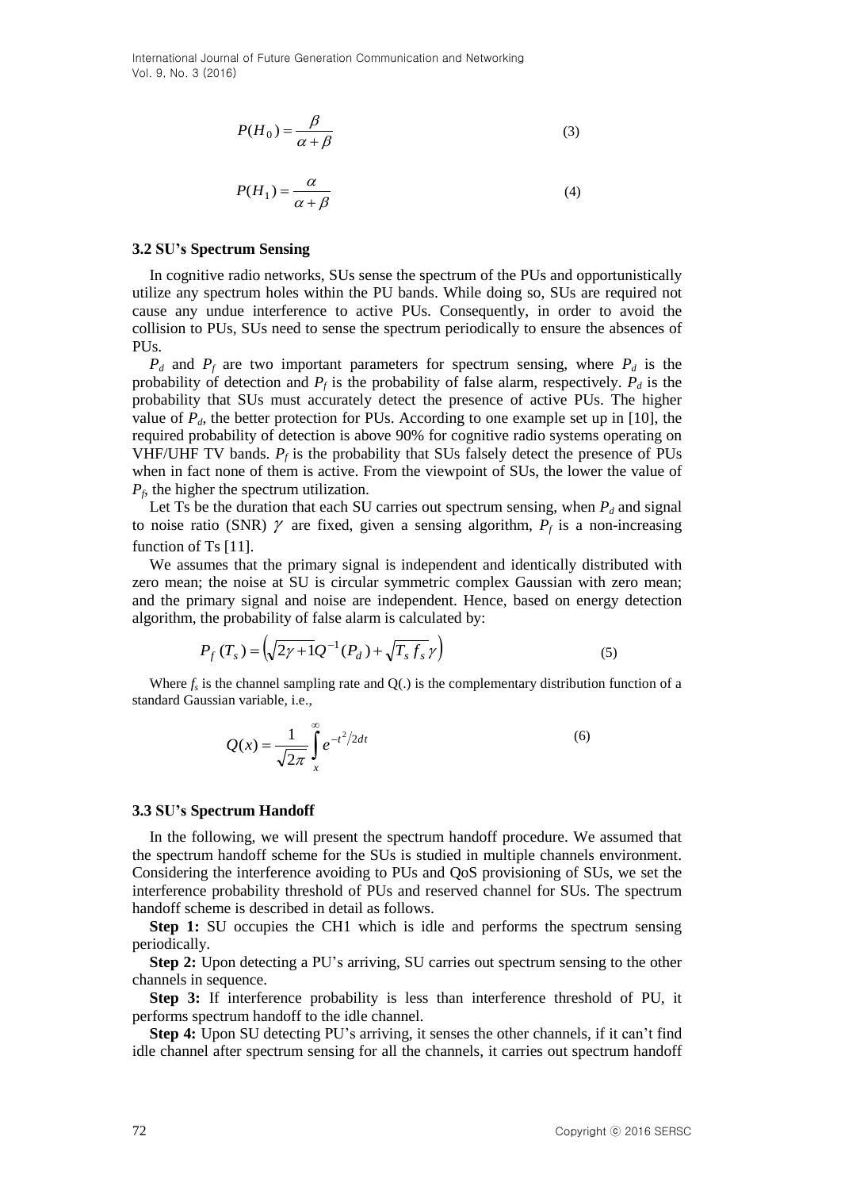$$P(H_0) = \frac{\beta}{\alpha + \beta} \tag{3}$$

$$P(H_1) = \frac{\alpha}{\alpha + \beta} \tag{4}$$

### 3.2 SU's Spectrum Sensing

In cognitive radio networks, SUs sense the spectrum of the PUs and opportunistically utilize any spectrum holes within the PU bands. While doing so, SUs are required not cause any undue interference to active PUs. Consequently, in order to avoid the collision to PUs, SUs need to sense the spectrum periodically to ensure the absences of PUs.

$P_d$ and $P_f$ are two important parameters for spectrum sensing, where $P_d$ is the probability of detection and $P_f$ is the probability of false alarm, respectively. $P_d$ is the probability that SUs must accurately detect the presence of active PUs. The higher value of $P_d$, the better protection for PUs. According to one example set up in [10], the required probability of detection is above 90% for cognitive radio systems operating on VHF/UHF TV bands. $P_f$ is the probability that SUs falsely detect the presence of PUs when in fact none of them is active. From the viewpoint of SUs, the lower the value of $P_f$, the higher the spectrum utilization.

Let Ts be the duration that each SU carries out spectrum sensing, when $P_d$ and signal to noise ratio (SNR) $\gamma$ are fixed, given a sensing algorithm, $P_f$ is a non-increasing function of Ts [11].

We assumes that the primary signal is independent and identically distributed with zero mean; the noise at SU is circular symmetric complex Gaussian with zero mean; and the primary signal and noise are independent. Hence, based on energy detection algorithm, the probability of false alarm is calculated by:

$$P_f(T_s) = \left(\sqrt{2\gamma + 1}Q^{-1}(P_d) + \sqrt{T_s f_s}\gamma\right) \tag{5}$$

Where $f_s$ is the channel sampling rate and Q(.) is the complementary distribution function of a standard Gaussian variable, i.e.,

$$Q(x) = \frac{1}{\sqrt{2\pi}} \int_x^\infty e^{-t^2/2dt} \tag{6}$$

### 3.3 SU's Spectrum Handoff

In the following, we will present the spectrum handoff procedure. We assumed that the spectrum handoff scheme for the SUs is studied in multiple channels environment. Considering the interference avoiding to PUs and QoS provisioning of SUs, we set the interference probability threshold of PUs and reserved channel for SUs. The spectrum handoff scheme is described in detail as follows.

**Step 1:** SU occupies the CH1 which is idle and performs the spectrum sensing periodically.

**Step 2:** Upon detecting a PU's arriving, SU carries out spectrum sensing to the other channels in sequence.

**Step 3:** If interference probability is less than interference threshold of PU, it performs spectrum handoff to the idle channel.

**Step 4:** Upon SU detecting PU's arriving, it senses the other channels, if it can't find idle channel after spectrum sensing for all the channels, it carries out spectrum handoff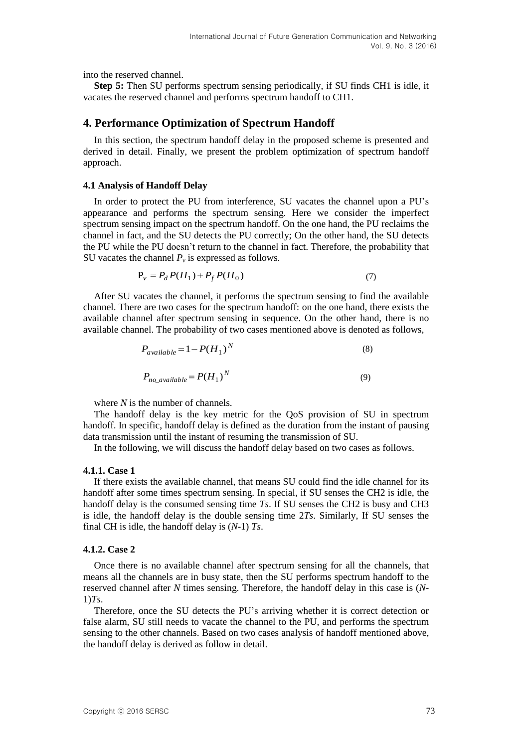into the reserved channel.

**Step 5:** Then SU performs spectrum sensing periodically, if SU finds CH1 is idle, it vacates the reserved channel and performs spectrum handoff to CH1.

## 4. Performance Optimization of Spectrum Handoff

In this section, the spectrum handoff delay in the proposed scheme is presented and derived in detail. Finally, we present the problem optimization of spectrum handoff approach.

### 4.1 Analysis of Handoff Delay

In order to protect the PU from interference, SU vacates the channel upon a PU's appearance and performs the spectrum sensing. Here we consider the imperfect spectrum sensing impact on the spectrum handoff. On the one hand, the PU reclaims the channel in fact, and the SU detects the PU correctly; On the other hand, the SU detects the PU while the PU doesn't return to the channel in fact. Therefore, the probability that SU vacates the channel $P_v$ is expressed as follows.

$$\mathrm{P}_v = P_d P(H_1) + P_f P(H_0) \tag{7}$$

After SU vacates the channel, it performs the spectrum sensing to find the available channel. There are two cases for the spectrum handoff: on the one hand, there exists the available channel after spectrum sensing in sequence. On the other hand, there is no available channel. The probability of two cases mentioned above is denoted as follows,

$$P_{available} = 1 - P(H_1)^N \tag{8}$$

$$P_{no\_available} = P(H_1)^N \tag{9}$$

where $N$ is the number of channels.

The handoff delay is the key metric for the QoS provision of SU in spectrum handoff. In specific, handoff delay is defined as the duration from the instant of pausing data transmission until the instant of resuming the transmission of SU.

In the following, we will discuss the handoff delay based on two cases as follows.

#### 4.1.1. Case 1

If there exists the available channel, that means SU could find the idle channel for its handoff after some times spectrum sensing. In special, if SU senses the CH2 is idle, the handoff delay is the consumed sensing time $Ts$. If SU senses the CH2 is busy and CH3 is idle, the handoff delay is the double sensing time $2Ts$. Similarly, If SU senses the final CH is idle, the handoff delay is $(N\text{-}1)\,Ts$.

#### 4.1.2. Case 2

Once there is no available channel after spectrum sensing for all the channels, that means all the channels are in busy state, then the SU performs spectrum handoff to the reserved channel after $N$ times sensing. Therefore, the handoff delay in this case is $(N\text{-}1)Ts$.

Therefore, once the SU detects the PU's arriving whether it is correct detection or false alarm, SU still needs to vacate the channel to the PU, and performs the spectrum sensing to the other channels. Based on two cases analysis of handoff mentioned above, the handoff delay is derived as follow in detail.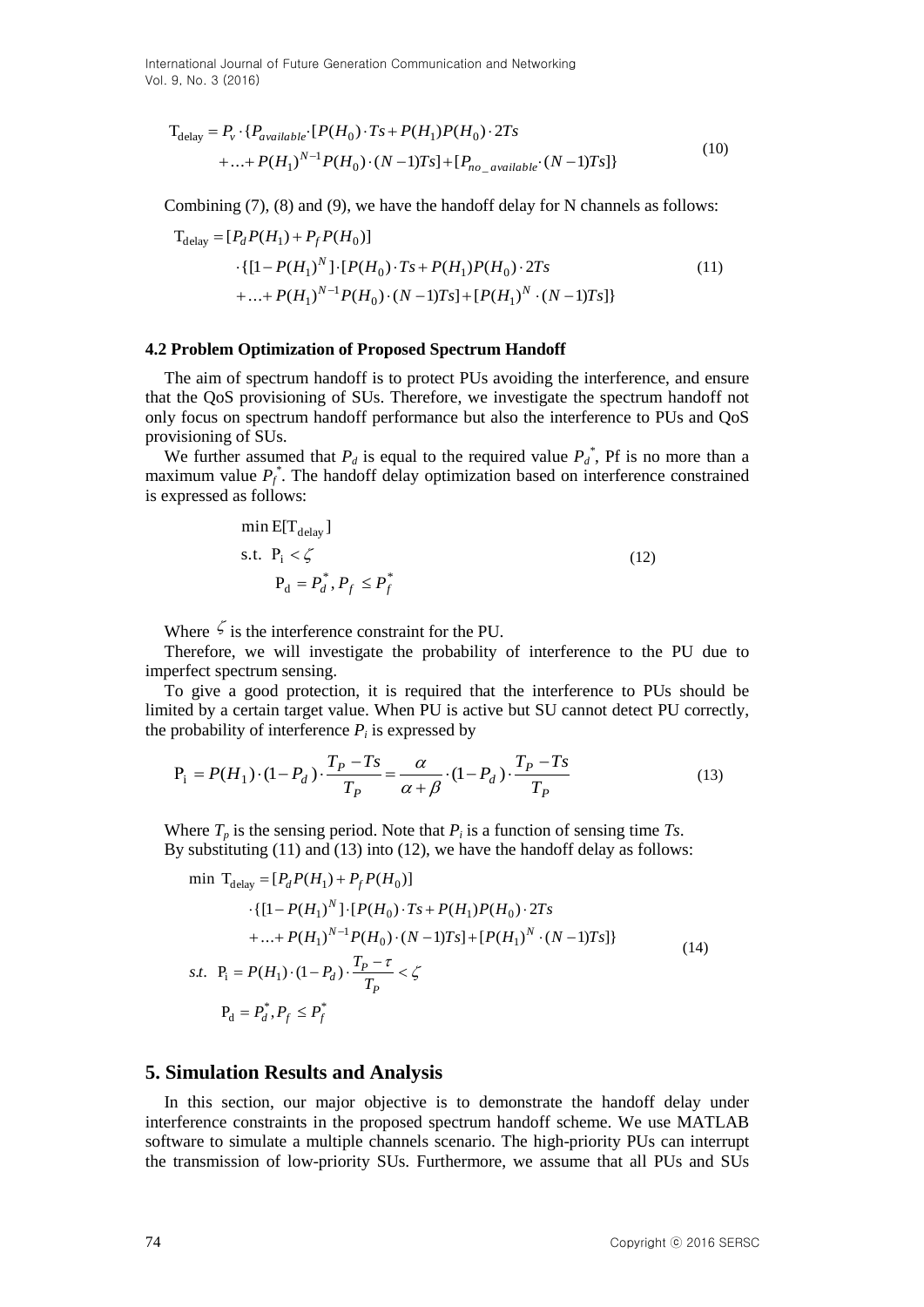$$
\begin{aligned}
\mathrm{T_{delay}} = P_v \cdot \{ P_{available} \cdot [P(H_0) \cdot Ts + P(H_1)P(H_0) \cdot 2Ts \\
+ \ldots + P(H_1)^{N-1} P(H_0) \cdot (N-1)Ts] + [P_{no\_available} \cdot (N-1)Ts] \}
\end{aligned}
\tag{10}
$$

Combining (7), (8) and (9), we have the handoff delay for N channels as follows:

$$
\begin{aligned}
\mathrm{T_{delay}} = &[P_d P(H_1) + P_f P(H_0)] \\
&\cdot \{ [1 - P(H_1)^N] \cdot [P(H_0) \cdot Ts + P(H_1)P(H_0) \cdot 2Ts \\
&+ \ldots + P(H_1)^{N-1} P(H_0) \cdot (N-1)Ts] + [P(H_1)^N \cdot (N-1)Ts] \}
\end{aligned}
\tag{11}
$$

**4.2 Problem Optimization of Proposed Spectrum Handoff**

The aim of spectrum handoff is to protect PUs avoiding the interference, and ensure that the QoS provisioning of SUs. Therefore, we investigate the spectrum handoff not only focus on spectrum handoff performance but also the interference to PUs and QoS provisioning of SUs.

We further assumed that $P_d$ is equal to the required value $P_d^*$, Pf is no more than a maximum value $P_f^*$. The handoff delay optimization based on interference constrained is expressed as follows:

$$
\begin{aligned}
&\min \mathrm{E}[\mathrm{T_{delay}}] \\
&\text{s.t. } \mathrm{P_i} < \zeta \\
&\qquad \mathrm{P_d} = P_d^*, P_f \le P_f^*
\end{aligned}
\tag{12}
$$

Where $\zeta$ is the interference constraint for the PU.

Therefore, we will investigate the probability of interference to the PU due to imperfect spectrum sensing.

To give a good protection, it is required that the interference to PUs should be limited by a certain target value. When PU is active but SU cannot detect PU correctly, the probability of interference $P_i$ is expressed by

$$
\mathrm{P_i} = P(H_1) \cdot (1 - P_d) \cdot \frac{T_P - Ts}{T_P} = \frac{\alpha}{\alpha + \beta} \cdot (1 - P_d) \cdot \frac{T_P - Ts}{T_P}
\tag{13}
$$

Where $T_p$ is the sensing period. Note that $P_i$ is a function of sensing time *Ts*.

By substituting (11) and (13) into (12), we have the handoff delay as follows:

$$
\begin{aligned}
\min\ \mathrm{T_{delay}} = &[P_d P(H_1) + P_f P(H_0)] \\
&\cdot \{ [1 - P(H_1)^N] \cdot [P(H_0) \cdot Ts + P(H_1)P(H_0) \cdot 2Ts \\
&+ \ldots + P(H_1)^{N-1} P(H_0) \cdot (N-1)Ts] + [P(H_1)^N \cdot (N-1)Ts] \} \\
s.t.\ \ \mathrm{P_i} = &P(H_1) \cdot (1 - P_d) \cdot \frac{T_P - \tau}{T_P} < \zeta \\
\mathrm{P_d} = &P_d^*, P_f \le P_f^*
\end{aligned}
\tag{14}
$$

## 5. Simulation Results and Analysis

In this section, our major objective is to demonstrate the handoff delay under interference constraints in the proposed spectrum handoff scheme. We use MATLAB software to simulate a multiple channels scenario. The high-priority PUs can interrupt the transmission of low-priority SUs. Furthermore, we assume that all PUs and SUs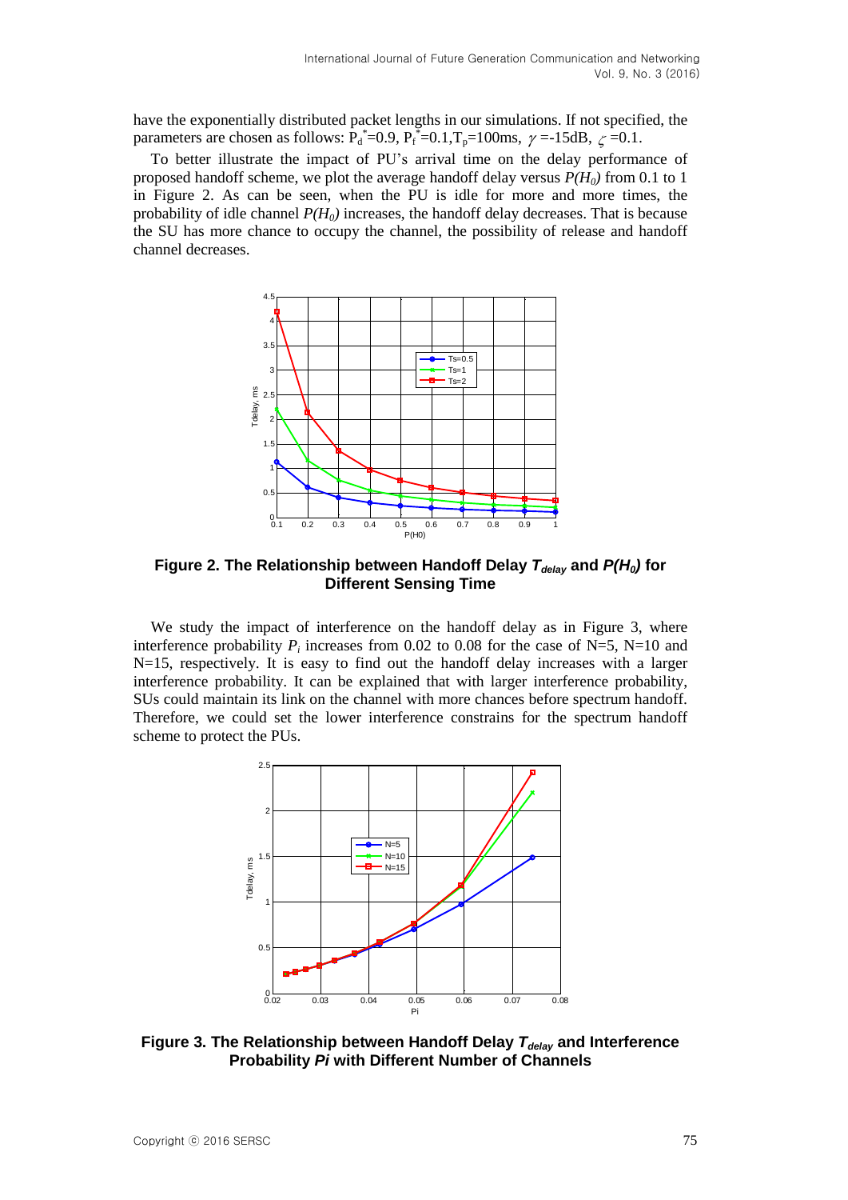have the exponentially distributed packet lengths in our simulations. If not specified, the parameters are chosen as follows: $P_d^*$=0.9, $P_f^*$=0.1,$T_p$=100ms, $\gamma$ =-15dB, $\zeta$ =0.1.

To better illustrate the impact of PU's arrival time on the delay performance of proposed handoff scheme, we plot the average handoff delay versus $P(H_0)$ from 0.1 to 1 in Figure 2. As can be seen, when the PU is idle for more and more times, the probability of idle channel $P(H_0)$ increases, the handoff delay decreases. That is because the SU has more chance to occupy the channel, the possibility of release and handoff channel decreases.

**Figure 2. The Relationship between Handoff Delay $T_{delay}$ and $P(H_0)$ for Different Sensing Time**

We study the impact of interference on the handoff delay as in Figure 3, where interference probability $P_i$ increases from 0.02 to 0.08 for the case of N=5, N=10 and N=15, respectively. It is easy to find out the handoff delay increases with a larger interference probability. It can be explained that with larger interference probability, SUs could maintain its link on the channel with more chances before spectrum handoff. Therefore, we could set the lower interference constrains for the spectrum handoff scheme to protect the PUs.

**Figure 3. The Relationship between Handoff Delay $T_{delay}$ and Interference Probability *Pi* with Different Number of Channels**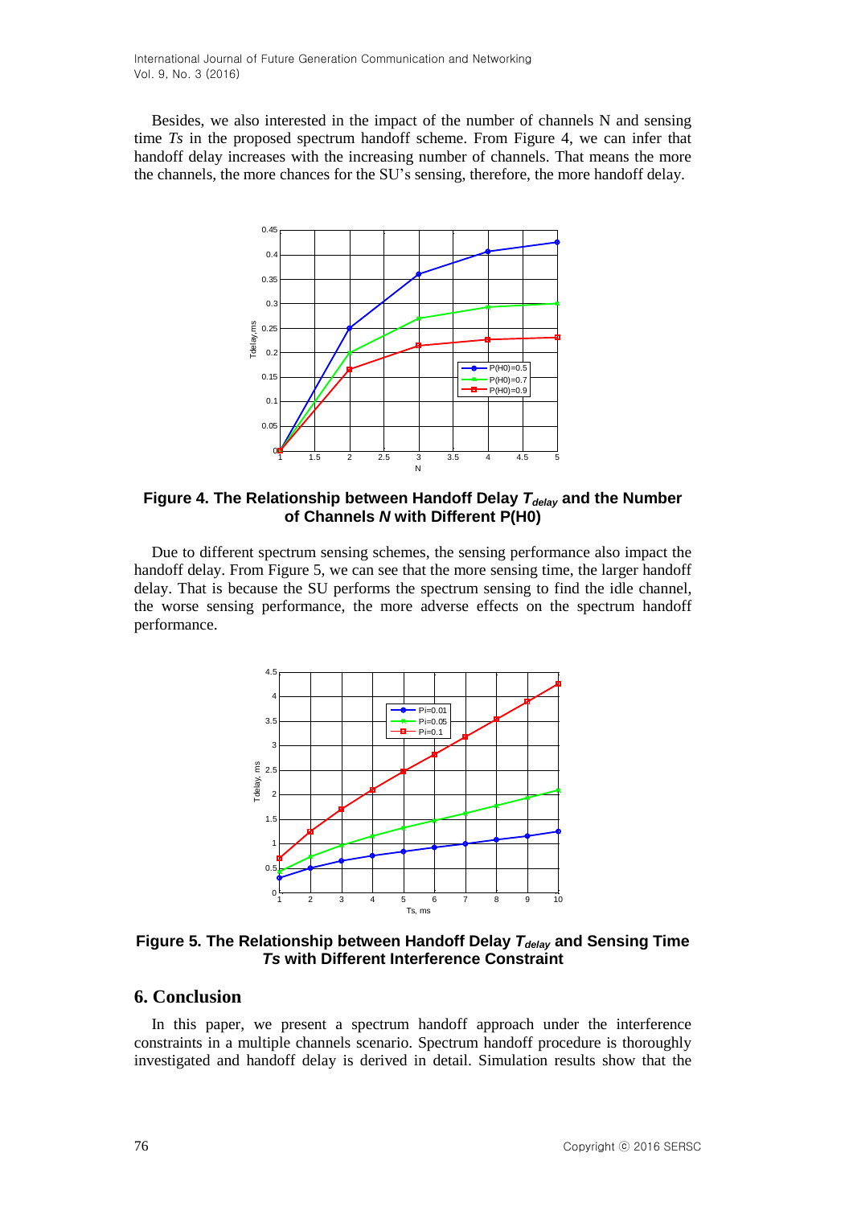Besides, we also interested in the impact of the number of channels N and sensing time *Ts* in the proposed spectrum handoff scheme. From Figure 4, we can infer that handoff delay increases with the increasing number of channels. That means the more the channels, the more chances for the SU's sensing, therefore, the more handoff delay.

**Figure 4. The Relationship between Handoff Delay $T_{delay}$ and the Number of Channels $N$ with Different P(H0)**

Due to different spectrum sensing schemes, the sensing performance also impact the handoff delay. From Figure 5, we can see that the more sensing time, the larger handoff delay. That is because the SU performs the spectrum sensing to find the idle channel, the worse sensing performance, the more adverse effects on the spectrum handoff performance.

**Figure 5. The Relationship between Handoff Delay $T_{delay}$ and Sensing Time $Ts$ with Different Interference Constraint**

## 6. Conclusion

In this paper, we present a spectrum handoff approach under the interference constraints in a multiple channels scenario. Spectrum handoff procedure is thoroughly investigated and handoff delay is derived in detail. Simulation results show that the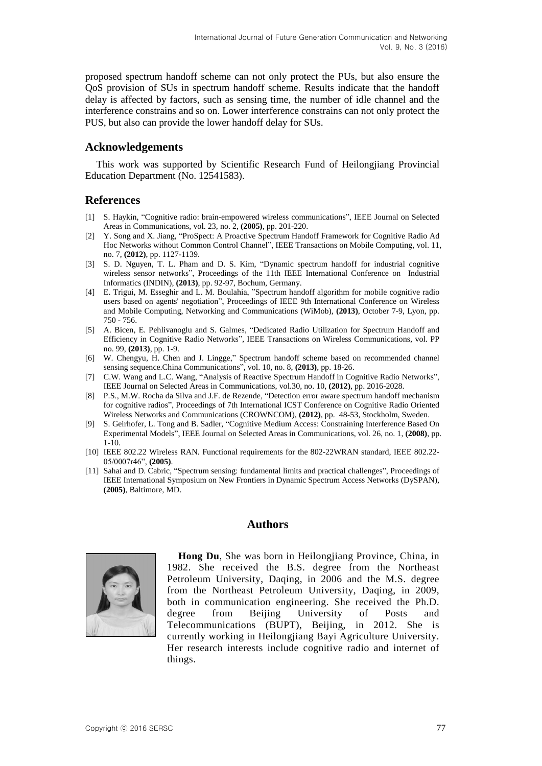proposed spectrum handoff scheme can not only protect the PUs, but also ensure the QoS provision of SUs in spectrum handoff scheme. Results indicate that the handoff delay is affected by factors, such as sensing time, the number of idle channel and the interference constrains and so on. Lower interference constrains can not only protect the PUS, but also can provide the lower handoff delay for SUs.

## Acknowledgements

This work was supported by Scientific Research Fund of Heilongjiang Provincial Education Department (No. 12541583).

## References

[1] S. Haykin, "Cognitive radio: brain-empowered wireless communications", IEEE Journal on Selected Areas in Communications, vol. 23, no. 2, **(2005)**, pp. 201-220.

[2] Y. Song and X. Jiang, "ProSpect: A Proactive Spectrum Handoff Framework for Cognitive Radio Ad Hoc Networks without Common Control Channel", IEEE Transactions on Mobile Computing, vol. 11, no. 7, **(2012)**, pp. 1127-1139.

[3] S. D. Nguyen, T. L. Pham and D. S. Kim, "Dynamic spectrum handoff for industrial cognitive wireless sensor networks", Proceedings of the 11th IEEE International Conference on Industrial Informatics (INDIN), **(2013)**, pp. 92-97, Bochum, Germany.

[4] E. Trigui, M. Esseghir and L. M. Boulahia, "Spectrum handoff algorithm for mobile cognitive radio users based on agents' negotiation", Proceedings of IEEE 9th International Conference on Wireless and Mobile Computing, Networking and Communications (WiMob), **(2013)**, October 7-9, Lyon, pp. 750 - 756.

[5] A. Bicen, E. Pehlivanoglu and S. Galmes, "Dedicated Radio Utilization for Spectrum Handoff and Efficiency in Cognitive Radio Networks", IEEE Transactions on Wireless Communications, vol. PP no. 99, **(2013)**, pp. 1-9.

[6] W. Chengyu, H. Chen and J. Lingge," Spectrum handoff scheme based on recommended channel sensing sequence.China Communications", vol. 10, no. 8, **(2013)**, pp. 18-26.

[7] C.W. Wang and L.C. Wang, "Analysis of Reactive Spectrum Handoff in Cognitive Radio Networks", IEEE Journal on Selected Areas in Communications, vol.30, no. 10, **(2012)**, pp. 2016-2028.

[8] P.S., M.W. Rocha da Silva and J.F. de Rezende, "Detection error aware spectrum handoff mechanism for cognitive radios", Proceedings of 7th International ICST Conference on Cognitive Radio Oriented Wireless Networks and Communications (CROWNCOM), **(2012)**, pp. 48-53, Stockholm, Sweden.

[9] S. Geirhofer, L. Tong and B. Sadler, "Cognitive Medium Access: Constraining Interference Based On Experimental Models", IEEE Journal on Selected Areas in Communications, vol. 26, no. 1, **(2008)**, pp. 1-10.

[10] IEEE 802.22 Wireless RAN. Functional requirements for the 802-22WRAN standard, IEEE 802.22-05/0007r46", **(2005)**.

[11] Sahai and D. Cabric, "Spectrum sensing: fundamental limits and practical challenges", Proceedings of IEEE International Symposium on New Frontiers in Dynamic Spectrum Access Networks (DySPAN), **(2005)**, Baltimore, MD.

## Authors

**Hong Du**, She was born in Heilongjiang Province, China, in 1982. She received the B.S. degree from the Northeast Petroleum University, Daqing, in 2006 and the M.S. degree from the Northeast Petroleum University, Daqing, in 2009, both in communication engineering. She received the Ph.D. degree from Beijing University of Posts and Telecommunications (BUPT), Beijing, in 2012. She is currently working in Heilongjiang Bayi Agriculture University. Her research interests include cognitive radio and internet of things.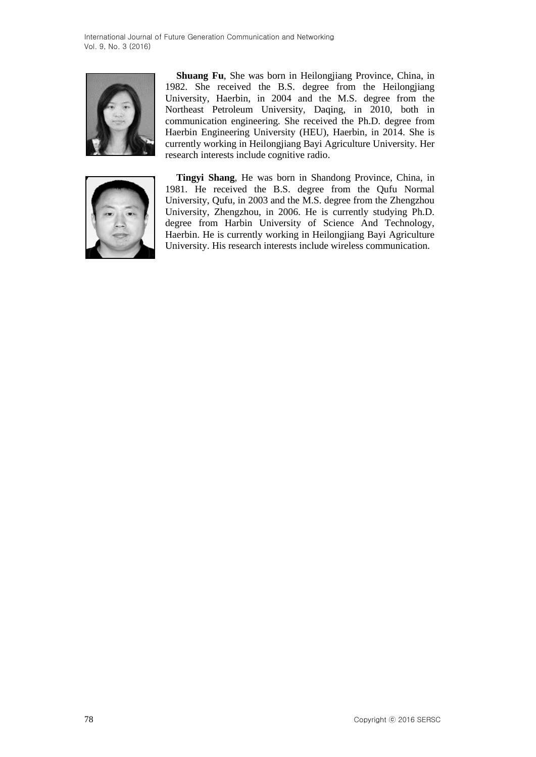**Shuang Fu**, She was born in Heilongjiang Province, China, in 1982. She received the B.S. degree from the Heilongjiang University, Haerbin, in 2004 and the M.S. degree from the Northeast Petroleum University, Daqing, in 2010, both in communication engineering. She received the Ph.D. degree from Haerbin Engineering University (HEU), Haerbin, in 2014. She is currently working in Heilongjiang Bayi Agriculture University. Her research interests include cognitive radio.

**Tingyi Shang**, He was born in Shandong Province, China, in 1981. He received the B.S. degree from the Qufu Normal University, Qufu, in 2003 and the M.S. degree from the Zhengzhou University, Zhengzhou, in 2006. He is currently studying Ph.D. degree from Harbin University of Science And Technology, Haerbin. He is currently working in Heilongjiang Bayi Agriculture University. His research interests include wireless communication.